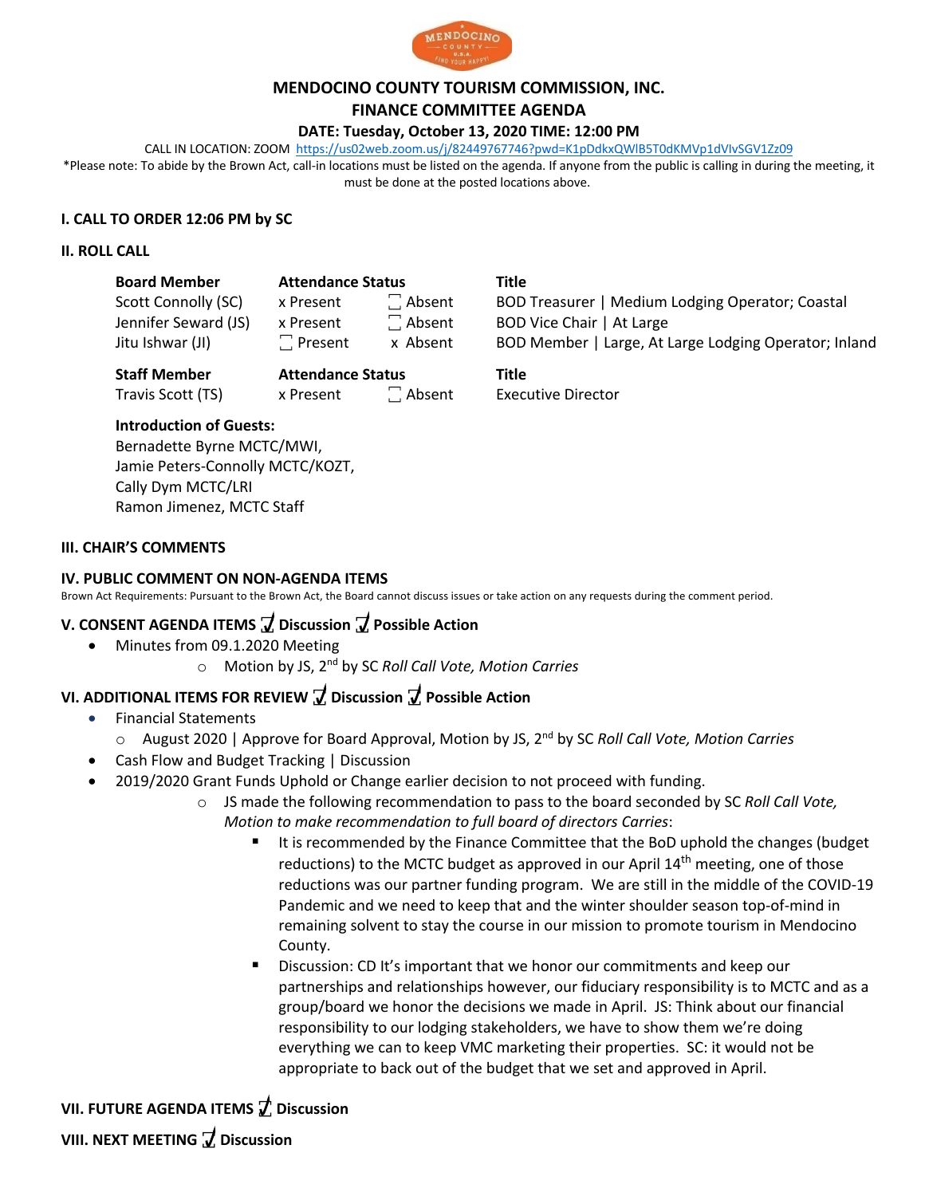# MENDOCINO COUNTY TOURISM COMMISSION, INC.

## FINANCE COMMITTEE AGENDA

### DATE: Tuesday, October 13, 2020 TIME: 12:00 PM

CALL IN LOCATION: ZOOM https://us02web.zoom.us/j/82449767746?pwd=K1pDdkxQWlB5T0dKMVp1dVlvSGV1Zz09

*Please note: To abide by the Brown Act, call-in locations must be listed on the agenda. If anyone from the public is calling in during the meeting, it must be done at the posted locations above.

**I. CALL TO ORDER 12:06 PM by SC**

**II. ROLL CALL**

| Board Member | Attendance Status | | Title |
|---|---|---|---|
| Scott Connolly (SC) | x Present | ☐ Absent | BOD Treasurer \| Medium Lodging Operator; Coastal |
| Jennifer Seward (JS) | x Present | ☐ Absent | BOD Vice Chair \| At Large |
| Jitu Ishwar (JI) | ☐ Present | x Absent | BOD Member \| Large, At Large Lodging Operator; Inland |

| Staff Member | Attendance Status | | Title |
|---|---|---|---|
| Travis Scott (TS) | x Present | ☐ Absent | Executive Director |

**Introduction of Guests:**
Bernadette Byrne MCTC/MWI,
Jamie Peters-Connolly MCTC/KOZT,
Cally Dym MCTC/LRI
Ramon Jimenez, MCTC Staff

**III. CHAIR'S COMMENTS**

**IV. PUBLIC COMMENT ON NON-AGENDA ITEMS**

Brown Act Requirements: Pursuant to the Brown Act, the Board cannot discuss issues or take action on any requests during the comment period.

**V. CONSENT AGENDA ITEMS ☑ Discussion ☑ Possible Action**

- Minutes from 09.1.2020 Meeting
  - Motion by JS, 2nd by SC *Roll Call Vote, Motion Carries*

**VI. ADDITIONAL ITEMS FOR REVIEW ☑ Discussion ☑ Possible Action**

- Financial Statements
  - August 2020 | Approve for Board Approval, Motion by JS, 2nd by SC *Roll Call Vote, Motion Carries*
- Cash Flow and Budget Tracking | Discussion
- 2019/2020 Grant Funds Uphold or Change earlier decision to not proceed with funding.
  - JS made the following recommendation to pass to the board seconded by SC *Roll Call Vote, Motion to make recommendation to full board of directors Carries*:
    - It is recommended by the Finance Committee that the BoD uphold the changes (budget reductions) to the MCTC budget as approved in our April 14th meeting, one of those reductions was our partner funding program. We are still in the middle of the COVID-19 Pandemic and we need to keep that and the winter shoulder season top-of-mind in remaining solvent to stay the course in our mission to promote tourism in Mendocino County.
    - Discussion: CD It's important that we honor our commitments and keep our partnerships and relationships however, our fiduciary responsibility is to MCTC and as a group/board we honor the decisions we made in April. JS: Think about our financial responsibility to our lodging stakeholders, we have to show them we're doing everything we can to keep VMC marketing their properties. SC: it would not be appropriate to back out of the budget that we set and approved in April.

**VII. FUTURE AGENDA ITEMS ☑ Discussion**

**VIII. NEXT MEETING ☑ Discussion**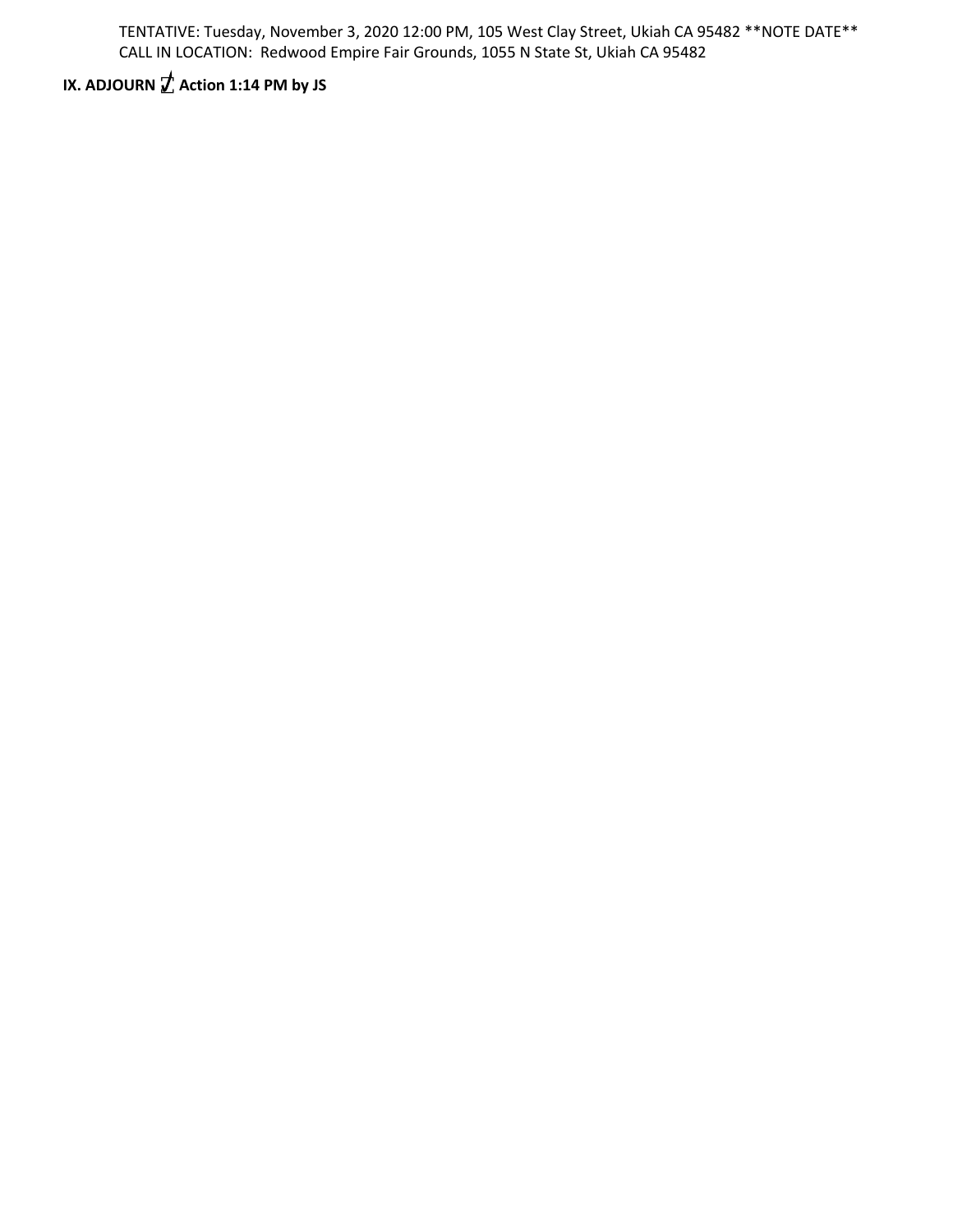TENTATIVE: Tuesday, November 3, 2020 12:00 PM, 105 West Clay Street, Ukiah CA 95482 **NOTE DATE**
CALL IN LOCATION: Redwood Empire Fair Grounds, 1055 N State St, Ukiah CA 95482

**IX. ADJOURN ☑ Action 1:14 PM by JS**